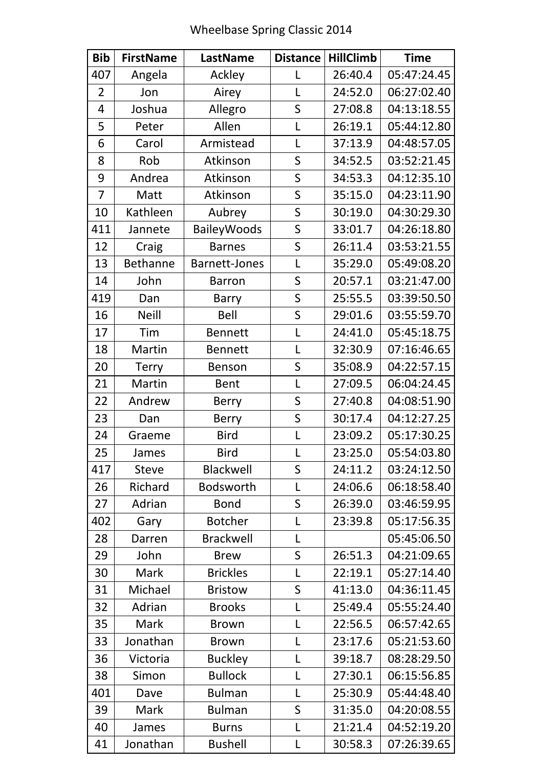# Wheelbase Spring Classic 2014

| Bib | FirstName | LastName | Distance | HillClimb | Time |
|---|---|---|---|---|---|
| 407 | Angela | Ackley | L | 26:40.4 | 05:47:24.45 |
| 2 | Jon | Airey | L | 24:52.0 | 06:27:02.40 |
| 4 | Joshua | Allegro | S | 27:08.8 | 04:13:18.55 |
| 5 | Peter | Allen | L | 26:19.1 | 05:44:12.80 |
| 6 | Carol | Armistead | L | 37:13.9 | 04:48:57.05 |
| 8 | Rob | Atkinson | S | 34:52.5 | 03:52:21.45 |
| 9 | Andrea | Atkinson | S | 34:53.3 | 04:12:35.10 |
| 7 | Matt | Atkinson | S | 35:15.0 | 04:23:11.90 |
| 10 | Kathleen | Aubrey | S | 30:19.0 | 04:30:29.30 |
| 411 | Jannete | BaileyWoods | S | 33:01.7 | 04:26:18.80 |
| 12 | Craig | Barnes | S | 26:11.4 | 03:53:21.55 |
| 13 | Bethanne | Barnett-Jones | L | 35:29.0 | 05:49:08.20 |
| 14 | John | Barron | S | 20:57.1 | 03:21:47.00 |
| 419 | Dan | Barry | S | 25:55.5 | 03:39:50.50 |
| 16 | Neill | Bell | S | 29:01.6 | 03:55:59.70 |
| 17 | Tim | Bennett | L | 24:41.0 | 05:45:18.75 |
| 18 | Martin | Bennett | L | 32:30.9 | 07:16:46.65 |
| 20 | Terry | Benson | S | 35:08.9 | 04:22:57.15 |
| 21 | Martin | Bent | L | 27:09.5 | 06:04:24.45 |
| 22 | Andrew | Berry | S | 27:40.8 | 04:08:51.90 |
| 23 | Dan | Berry | S | 30:17.4 | 04:12:27.25 |
| 24 | Graeme | Bird | L | 23:09.2 | 05:17:30.25 |
| 25 | James | Bird | L | 23:25.0 | 05:54:03.80 |
| 417 | Steve | Blackwell | S | 24:11.2 | 03:24:12.50 |
| 26 | Richard | Bodsworth | L | 24:06.6 | 06:18:58.40 |
| 27 | Adrian | Bond | S | 26:39.0 | 03:46:59.95 |
| 402 | Gary | Botcher | L | 23:39.8 | 05:17:56.35 |
| 28 | Darren | Brackwell | L | | 05:45:06.50 |
| 29 | John | Brew | S | 26:51.3 | 04:21:09.65 |
| 30 | Mark | Brickles | L | 22:19.1 | 05:27:14.40 |
| 31 | Michael | Bristow | S | 41:13.0 | 04:36:11.45 |
| 32 | Adrian | Brooks | L | 25:49.4 | 05:55:24.40 |
| 35 | Mark | Brown | L | 22:56.5 | 06:57:42.65 |
| 33 | Jonathan | Brown | L | 23:17.6 | 05:21:53.60 |
| 36 | Victoria | Buckley | L | 39:18.7 | 08:28:29.50 |
| 38 | Simon | Bullock | L | 27:30.1 | 06:15:56.85 |
| 401 | Dave | Bulman | L | 25:30.9 | 05:44:48.40 |
| 39 | Mark | Bulman | S | 31:35.0 | 04:20:08.55 |
| 40 | James | Burns | L | 21:21.4 | 04:52:19.20 |
| 41 | Jonathan | Bushell | L | 30:58.3 | 07:26:39.65 |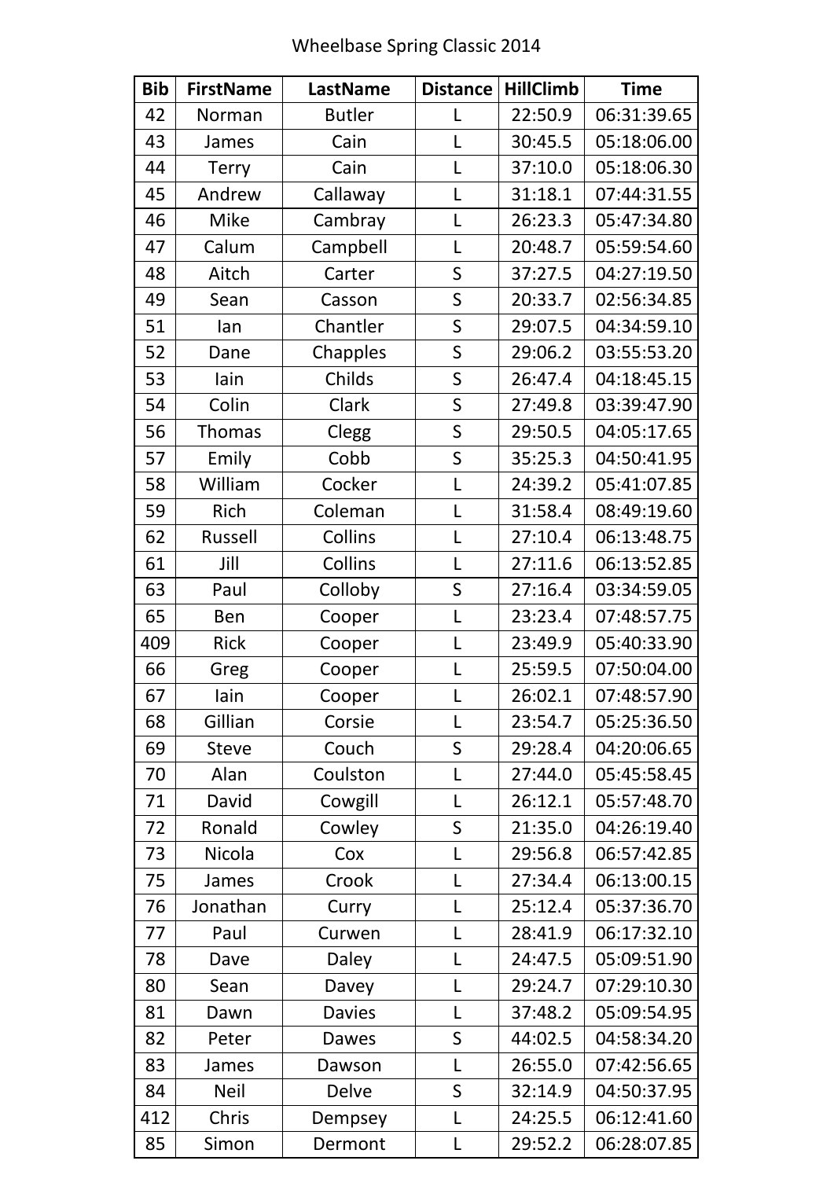Wheelbase Spring Classic 2014

| Bib | FirstName | LastName | Distance | HillClimb | Time |
|---|---|---|---|---|---|
| 42 | Norman | Butler | L | 22:50.9 | 06:31:39.65 |
| 43 | James | Cain | L | 30:45.5 | 05:18:06.00 |
| 44 | Terry | Cain | L | 37:10.0 | 05:18:06.30 |
| 45 | Andrew | Callaway | L | 31:18.1 | 07:44:31.55 |
| 46 | Mike | Cambray | L | 26:23.3 | 05:47:34.80 |
| 47 | Calum | Campbell | L | 20:48.7 | 05:59:54.60 |
| 48 | Aitch | Carter | S | 37:27.5 | 04:27:19.50 |
| 49 | Sean | Casson | S | 20:33.7 | 02:56:34.85 |
| 51 | Ian | Chantler | S | 29:07.5 | 04:34:59.10 |
| 52 | Dane | Chapples | S | 29:06.2 | 03:55:53.20 |
| 53 | Iain | Childs | S | 26:47.4 | 04:18:45.15 |
| 54 | Colin | Clark | S | 27:49.8 | 03:39:47.90 |
| 56 | Thomas | Clegg | S | 29:50.5 | 04:05:17.65 |
| 57 | Emily | Cobb | S | 35:25.3 | 04:50:41.95 |
| 58 | William | Cocker | L | 24:39.2 | 05:41:07.85 |
| 59 | Rich | Coleman | L | 31:58.4 | 08:49:19.60 |
| 62 | Russell | Collins | L | 27:10.4 | 06:13:48.75 |
| 61 | Jill | Collins | L | 27:11.6 | 06:13:52.85 |
| 63 | Paul | Colloby | S | 27:16.4 | 03:34:59.05 |
| 65 | Ben | Cooper | L | 23:23.4 | 07:48:57.75 |
| 409 | Rick | Cooper | L | 23:49.9 | 05:40:33.90 |
| 66 | Greg | Cooper | L | 25:59.5 | 07:50:04.00 |
| 67 | Iain | Cooper | L | 26:02.1 | 07:48:57.90 |
| 68 | Gillian | Corsie | L | 23:54.7 | 05:25:36.50 |
| 69 | Steve | Couch | S | 29:28.4 | 04:20:06.65 |
| 70 | Alan | Coulston | L | 27:44.0 | 05:45:58.45 |
| 71 | David | Cowgill | L | 26:12.1 | 05:57:48.70 |
| 72 | Ronald | Cowley | S | 21:35.0 | 04:26:19.40 |
| 73 | Nicola | Cox | L | 29:56.8 | 06:57:42.85 |
| 75 | James | Crook | L | 27:34.4 | 06:13:00.15 |
| 76 | Jonathan | Curry | L | 25:12.4 | 05:37:36.70 |
| 77 | Paul | Curwen | L | 28:41.9 | 06:17:32.10 |
| 78 | Dave | Daley | L | 24:47.5 | 05:09:51.90 |
| 80 | Sean | Davey | L | 29:24.7 | 07:29:10.30 |
| 81 | Dawn | Davies | L | 37:48.2 | 05:09:54.95 |
| 82 | Peter | Dawes | S | 44:02.5 | 04:58:34.20 |
| 83 | James | Dawson | L | 26:55.0 | 07:42:56.65 |
| 84 | Neil | Delve | S | 32:14.9 | 04:50:37.95 |
| 412 | Chris | Dempsey | L | 24:25.5 | 06:12:41.60 |
| 85 | Simon | Dermont | L | 29:52.2 | 06:28:07.85 |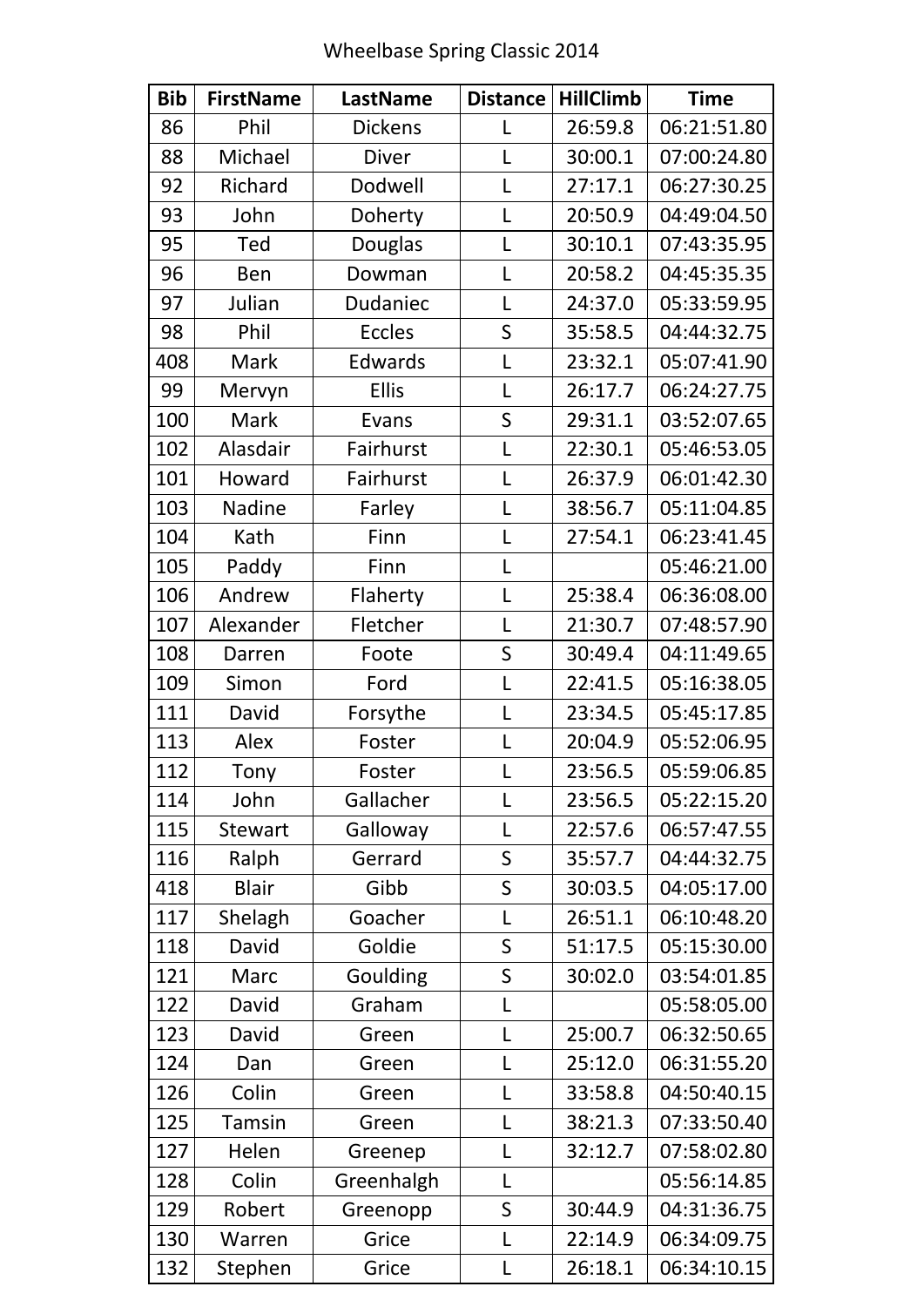Wheelbase Spring Classic 2014

| Bib | FirstName | LastName | Distance | HillClimb | Time |
|---|---|---|---|---|---|
| 86 | Phil | Dickens | L | 26:59.8 | 06:21:51.80 |
| 88 | Michael | Diver | L | 30:00.1 | 07:00:24.80 |
| 92 | Richard | Dodwell | L | 27:17.1 | 06:27:30.25 |
| 93 | John | Doherty | L | 20:50.9 | 04:49:04.50 |
| 95 | Ted | Douglas | L | 30:10.1 | 07:43:35.95 |
| 96 | Ben | Dowman | L | 20:58.2 | 04:45:35.35 |
| 97 | Julian | Dudaniec | L | 24:37.0 | 05:33:59.95 |
| 98 | Phil | Eccles | S | 35:58.5 | 04:44:32.75 |
| 408 | Mark | Edwards | L | 23:32.1 | 05:07:41.90 |
| 99 | Mervyn | Ellis | L | 26:17.7 | 06:24:27.75 |
| 100 | Mark | Evans | S | 29:31.1 | 03:52:07.65 |
| 102 | Alasdair | Fairhurst | L | 22:30.1 | 05:46:53.05 |
| 101 | Howard | Fairhurst | L | 26:37.9 | 06:01:42.30 |
| 103 | Nadine | Farley | L | 38:56.7 | 05:11:04.85 |
| 104 | Kath | Finn | L | 27:54.1 | 06:23:41.45 |
| 105 | Paddy | Finn | L | | 05:46:21.00 |
| 106 | Andrew | Flaherty | L | 25:38.4 | 06:36:08.00 |
| 107 | Alexander | Fletcher | L | 21:30.7 | 07:48:57.90 |
| 108 | Darren | Foote | S | 30:49.4 | 04:11:49.65 |
| 109 | Simon | Ford | L | 22:41.5 | 05:16:38.05 |
| 111 | David | Forsythe | L | 23:34.5 | 05:45:17.85 |
| 113 | Alex | Foster | L | 20:04.9 | 05:52:06.95 |
| 112 | Tony | Foster | L | 23:56.5 | 05:59:06.85 |
| 114 | John | Gallacher | L | 23:56.5 | 05:22:15.20 |
| 115 | Stewart | Galloway | L | 22:57.6 | 06:57:47.55 |
| 116 | Ralph | Gerrard | S | 35:57.7 | 04:44:32.75 |
| 418 | Blair | Gibb | S | 30:03.5 | 04:05:17.00 |
| 117 | Shelagh | Goacher | L | 26:51.1 | 06:10:48.20 |
| 118 | David | Goldie | S | 51:17.5 | 05:15:30.00 |
| 121 | Marc | Goulding | S | 30:02.0 | 03:54:01.85 |
| 122 | David | Graham | L | | 05:58:05.00 |
| 123 | David | Green | L | 25:00.7 | 06:32:50.65 |
| 124 | Dan | Green | L | 25:12.0 | 06:31:55.20 |
| 126 | Colin | Green | L | 33:58.8 | 04:50:40.15 |
| 125 | Tamsin | Green | L | 38:21.3 | 07:33:50.40 |
| 127 | Helen | Greenep | L | 32:12.7 | 07:58:02.80 |
| 128 | Colin | Greenhalgh | L | | 05:56:14.85 |
| 129 | Robert | Greenopp | S | 30:44.9 | 04:31:36.75 |
| 130 | Warren | Grice | L | 22:14.9 | 06:34:09.75 |
| 132 | Stephen | Grice | L | 26:18.1 | 06:34:10.15 |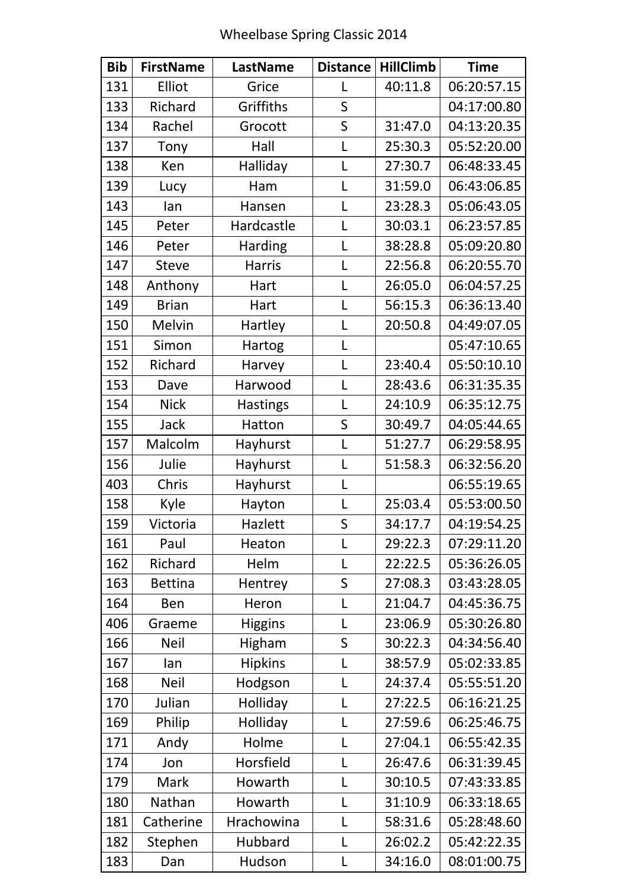Wheelbase Spring Classic 2014

| Bib | FirstName | LastName | Distance | HillClimb | Time |
|---|---|---|---|---|---|
| 131 | Elliot | Grice | L | 40:11.8 | 06:20:57.15 |
| 133 | Richard | Griffiths | S | | 04:17:00.80 |
| 134 | Rachel | Grocott | S | 31:47.0 | 04:13:20.35 |
| 137 | Tony | Hall | L | 25:30.3 | 05:52:20.00 |
| 138 | Ken | Halliday | L | 27:30.7 | 06:48:33.45 |
| 139 | Lucy | Ham | L | 31:59.0 | 06:43:06.85 |
| 143 | Ian | Hansen | L | 23:28.3 | 05:06:43.05 |
| 145 | Peter | Hardcastle | L | 30:03.1 | 06:23:57.85 |
| 146 | Peter | Harding | L | 38:28.8 | 05:09:20.80 |
| 147 | Steve | Harris | L | 22:56.8 | 06:20:55.70 |
| 148 | Anthony | Hart | L | 26:05.0 | 06:04:57.25 |
| 149 | Brian | Hart | L | 56:15.3 | 06:36:13.40 |
| 150 | Melvin | Hartley | L | 20:50.8 | 04:49:07.05 |
| 151 | Simon | Hartog | L | | 05:47:10.65 |
| 152 | Richard | Harvey | L | 23:40.4 | 05:50:10.10 |
| 153 | Dave | Harwood | L | 28:43.6 | 06:31:35.35 |
| 154 | Nick | Hastings | L | 24:10.9 | 06:35:12.75 |
| 155 | Jack | Hatton | S | 30:49.7 | 04:05:44.65 |
| 157 | Malcolm | Hayhurst | L | 51:27.7 | 06:29:58.95 |
| 156 | Julie | Hayhurst | L | 51:58.3 | 06:32:56.20 |
| 403 | Chris | Hayhurst | L | | 06:55:19.65 |
| 158 | Kyle | Hayton | L | 25:03.4 | 05:53:00.50 |
| 159 | Victoria | Hazlett | S | 34:17.7 | 04:19:54.25 |
| 161 | Paul | Heaton | L | 29:22.3 | 07:29:11.20 |
| 162 | Richard | Helm | L | 22:22.5 | 05:36:26.05 |
| 163 | Bettina | Hentrey | S | 27:08.3 | 03:43:28.05 |
| 164 | Ben | Heron | L | 21:04.7 | 04:45:36.75 |
| 406 | Graeme | Higgins | L | 23:06.9 | 05:30:26.80 |
| 166 | Neil | Higham | S | 30:22.3 | 04:34:56.40 |
| 167 | Ian | Hipkins | L | 38:57.9 | 05:02:33.85 |
| 168 | Neil | Hodgson | L | 24:37.4 | 05:55:51.20 |
| 170 | Julian | Holliday | L | 27:22.5 | 06:16:21.25 |
| 169 | Philip | Holliday | L | 27:59.6 | 06:25:46.75 |
| 171 | Andy | Holme | L | 27:04.1 | 06:55:42.35 |
| 174 | Jon | Horsfield | L | 26:47.6 | 06:31:39.45 |
| 179 | Mark | Howarth | L | 30:10.5 | 07:43:33.85 |
| 180 | Nathan | Howarth | L | 31:10.9 | 06:33:18.65 |
| 181 | Catherine | Hrachowina | L | 58:31.6 | 05:28:48.60 |
| 182 | Stephen | Hubbard | L | 26:02.2 | 05:42:22.35 |
| 183 | Dan | Hudson | L | 34:16.0 | 08:01:00.75 |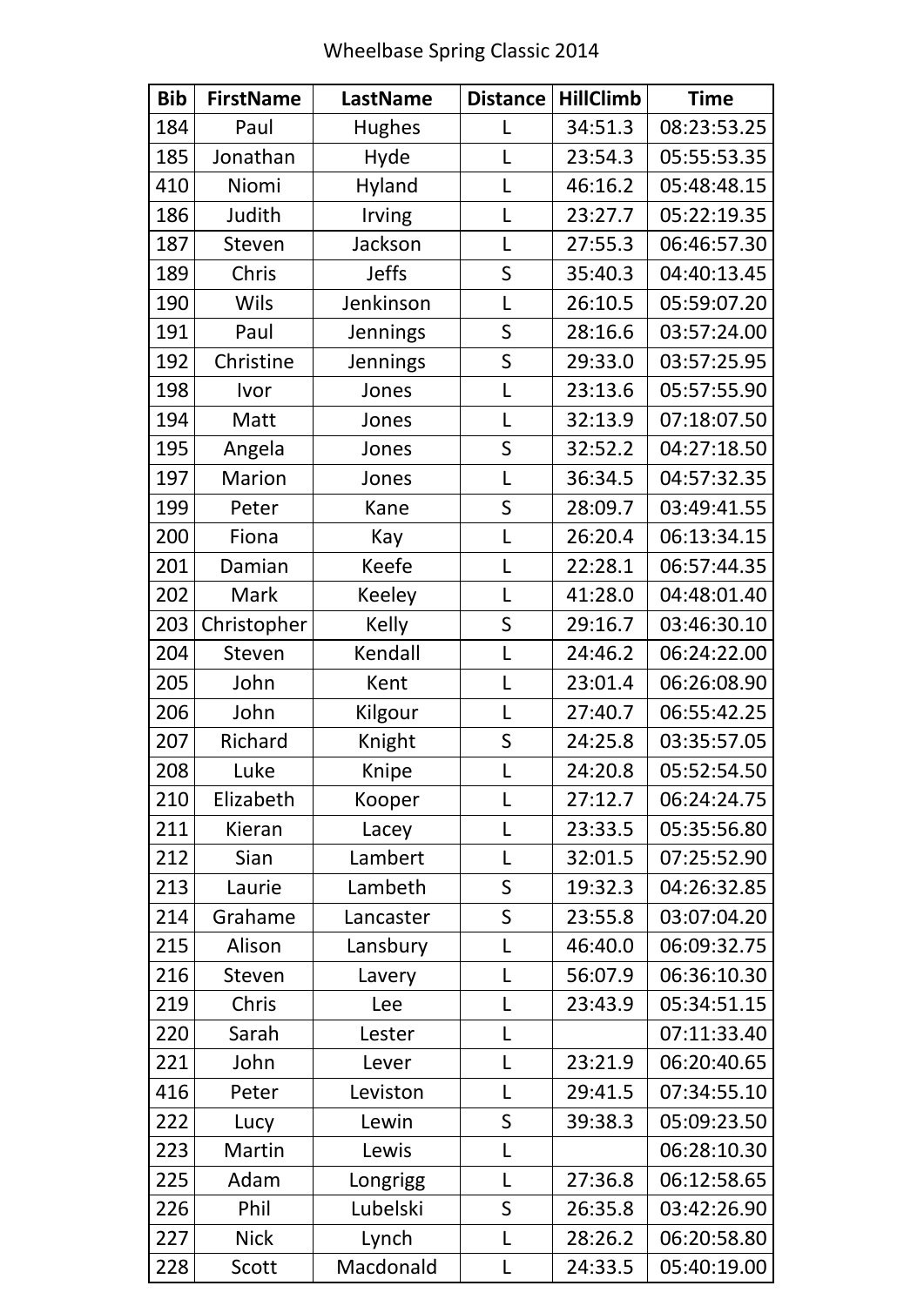Wheelbase Spring Classic 2014

| Bib | FirstName | LastName | Distance | HillClimb | Time |
|---|---|---|---|---|---|
| 184 | Paul | Hughes | L | 34:51.3 | 08:23:53.25 |
| 185 | Jonathan | Hyde | L | 23:54.3 | 05:55:53.35 |
| 410 | Niomi | Hyland | L | 46:16.2 | 05:48:48.15 |
| 186 | Judith | Irving | L | 23:27.7 | 05:22:19.35 |
| 187 | Steven | Jackson | L | 27:55.3 | 06:46:57.30 |
| 189 | Chris | Jeffs | S | 35:40.3 | 04:40:13.45 |
| 190 | Wils | Jenkinson | L | 26:10.5 | 05:59:07.20 |
| 191 | Paul | Jennings | S | 28:16.6 | 03:57:24.00 |
| 192 | Christine | Jennings | S | 29:33.0 | 03:57:25.95 |
| 198 | Ivor | Jones | L | 23:13.6 | 05:57:55.90 |
| 194 | Matt | Jones | L | 32:13.9 | 07:18:07.50 |
| 195 | Angela | Jones | S | 32:52.2 | 04:27:18.50 |
| 197 | Marion | Jones | L | 36:34.5 | 04:57:32.35 |
| 199 | Peter | Kane | S | 28:09.7 | 03:49:41.55 |
| 200 | Fiona | Kay | L | 26:20.4 | 06:13:34.15 |
| 201 | Damian | Keefe | L | 22:28.1 | 06:57:44.35 |
| 202 | Mark | Keeley | L | 41:28.0 | 04:48:01.40 |
| 203 | Christopher | Kelly | S | 29:16.7 | 03:46:30.10 |
| 204 | Steven | Kendall | L | 24:46.2 | 06:24:22.00 |
| 205 | John | Kent | L | 23:01.4 | 06:26:08.90 |
| 206 | John | Kilgour | L | 27:40.7 | 06:55:42.25 |
| 207 | Richard | Knight | S | 24:25.8 | 03:35:57.05 |
| 208 | Luke | Knipe | L | 24:20.8 | 05:52:54.50 |
| 210 | Elizabeth | Kooper | L | 27:12.7 | 06:24:24.75 |
| 211 | Kieran | Lacey | L | 23:33.5 | 05:35:56.80 |
| 212 | Sian | Lambert | L | 32:01.5 | 07:25:52.90 |
| 213 | Laurie | Lambeth | S | 19:32.3 | 04:26:32.85 |
| 214 | Grahame | Lancaster | S | 23:55.8 | 03:07:04.20 |
| 215 | Alison | Lansbury | L | 46:40.0 | 06:09:32.75 |
| 216 | Steven | Lavery | L | 56:07.9 | 06:36:10.30 |
| 219 | Chris | Lee | L | 23:43.9 | 05:34:51.15 |
| 220 | Sarah | Lester | L | | 07:11:33.40 |
| 221 | John | Lever | L | 23:21.9 | 06:20:40.65 |
| 416 | Peter | Leviston | L | 29:41.5 | 07:34:55.10 |
| 222 | Lucy | Lewin | S | 39:38.3 | 05:09:23.50 |
| 223 | Martin | Lewis | L | | 06:28:10.30 |
| 225 | Adam | Longrigg | L | 27:36.8 | 06:12:58.65 |
| 226 | Phil | Lubelski | S | 26:35.8 | 03:42:26.90 |
| 227 | Nick | Lynch | L | 28:26.2 | 06:20:58.80 |
| 228 | Scott | Macdonald | L | 24:33.5 | 05:40:19.00 |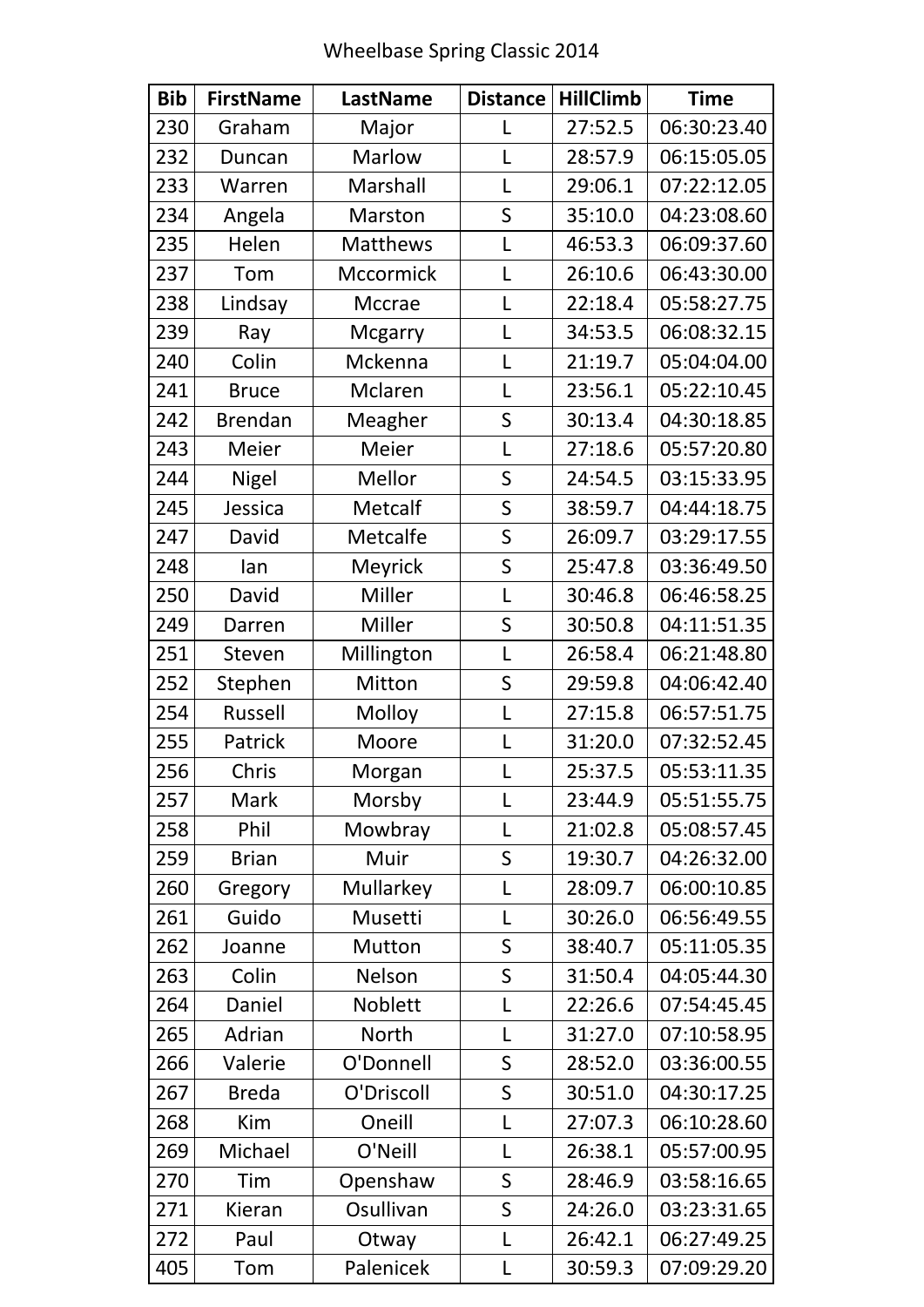Wheelbase Spring Classic 2014

| Bib | FirstName | LastName | Distance | HillClimb | Time |
|---|---|---|---|---|---|
| 230 | Graham | Major | L | 27:52.5 | 06:30:23.40 |
| 232 | Duncan | Marlow | L | 28:57.9 | 06:15:05.05 |
| 233 | Warren | Marshall | L | 29:06.1 | 07:22:12.05 |
| 234 | Angela | Marston | S | 35:10.0 | 04:23:08.60 |
| 235 | Helen | Matthews | L | 46:53.3 | 06:09:37.60 |
| 237 | Tom | Mccormick | L | 26:10.6 | 06:43:30.00 |
| 238 | Lindsay | Mccrae | L | 22:18.4 | 05:58:27.75 |
| 239 | Ray | Mcgarry | L | 34:53.5 | 06:08:32.15 |
| 240 | Colin | Mckenna | L | 21:19.7 | 05:04:04.00 |
| 241 | Bruce | Mclaren | L | 23:56.1 | 05:22:10.45 |
| 242 | Brendan | Meagher | S | 30:13.4 | 04:30:18.85 |
| 243 | Meier | Meier | L | 27:18.6 | 05:57:20.80 |
| 244 | Nigel | Mellor | S | 24:54.5 | 03:15:33.95 |
| 245 | Jessica | Metcalf | S | 38:59.7 | 04:44:18.75 |
| 247 | David | Metcalfe | S | 26:09.7 | 03:29:17.55 |
| 248 | Ian | Meyrick | S | 25:47.8 | 03:36:49.50 |
| 250 | David | Miller | L | 30:46.8 | 06:46:58.25 |
| 249 | Darren | Miller | S | 30:50.8 | 04:11:51.35 |
| 251 | Steven | Millington | L | 26:58.4 | 06:21:48.80 |
| 252 | Stephen | Mitton | S | 29:59.8 | 04:06:42.40 |
| 254 | Russell | Molloy | L | 27:15.8 | 06:57:51.75 |
| 255 | Patrick | Moore | L | 31:20.0 | 07:32:52.45 |
| 256 | Chris | Morgan | L | 25:37.5 | 05:53:11.35 |
| 257 | Mark | Morsby | L | 23:44.9 | 05:51:55.75 |
| 258 | Phil | Mowbray | L | 21:02.8 | 05:08:57.45 |
| 259 | Brian | Muir | S | 19:30.7 | 04:26:32.00 |
| 260 | Gregory | Mullarkey | L | 28:09.7 | 06:00:10.85 |
| 261 | Guido | Musetti | L | 30:26.0 | 06:56:49.55 |
| 262 | Joanne | Mutton | S | 38:40.7 | 05:11:05.35 |
| 263 | Colin | Nelson | S | 31:50.4 | 04:05:44.30 |
| 264 | Daniel | Noblett | L | 22:26.6 | 07:54:45.45 |
| 265 | Adrian | North | L | 31:27.0 | 07:10:58.95 |
| 266 | Valerie | O'Donnell | S | 28:52.0 | 03:36:00.55 |
| 267 | Breda | O'Driscoll | S | 30:51.0 | 04:30:17.25 |
| 268 | Kim | Oneill | L | 27:07.3 | 06:10:28.60 |
| 269 | Michael | O'Neill | L | 26:38.1 | 05:57:00.95 |
| 270 | Tim | Openshaw | S | 28:46.9 | 03:58:16.65 |
| 271 | Kieran | Osullivan | S | 24:26.0 | 03:23:31.65 |
| 272 | Paul | Otway | L | 26:42.1 | 06:27:49.25 |
| 405 | Tom | Palenicek | L | 30:59.3 | 07:09:29.20 |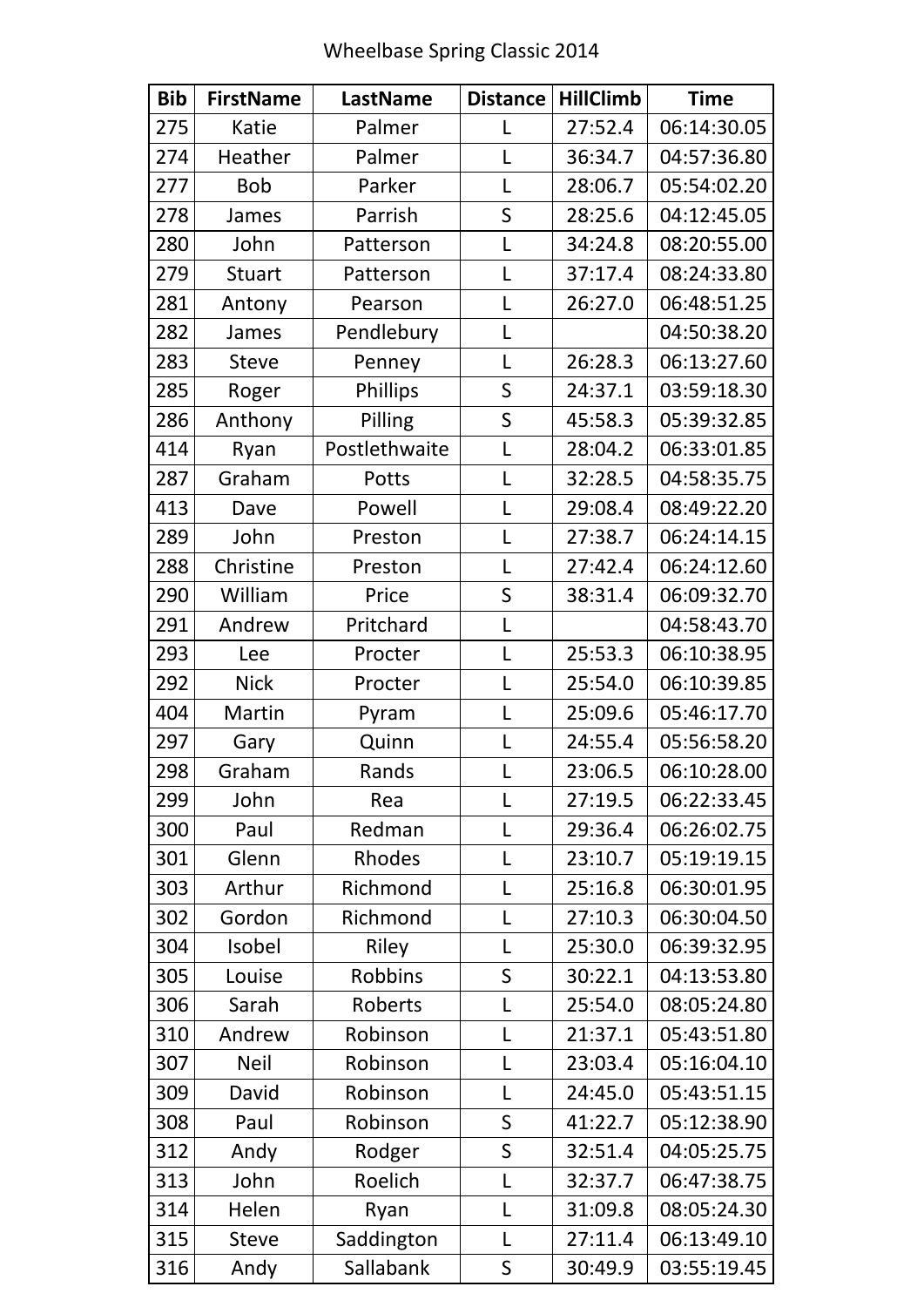Wheelbase Spring Classic 2014

| Bib | FirstName | LastName | Distance | HillClimb | Time |
| --- | --- | --- | --- | --- | --- |
| 275 | Katie | Palmer | L | 27:52.4 | 06:14:30.05 |
| 274 | Heather | Palmer | L | 36:34.7 | 04:57:36.80 |
| 277 | Bob | Parker | L | 28:06.7 | 05:54:02.20 |
| 278 | James | Parrish | S | 28:25.6 | 04:12:45.05 |
| 280 | John | Patterson | L | 34:24.8 | 08:20:55.00 |
| 279 | Stuart | Patterson | L | 37:17.4 | 08:24:33.80 |
| 281 | Antony | Pearson | L | 26:27.0 | 06:48:51.25 |
| 282 | James | Pendlebury | L | | 04:50:38.20 |
| 283 | Steve | Penney | L | 26:28.3 | 06:13:27.60 |
| 285 | Roger | Phillips | S | 24:37.1 | 03:59:18.30 |
| 286 | Anthony | Pilling | S | 45:58.3 | 05:39:32.85 |
| 414 | Ryan | Postlethwaite | L | 28:04.2 | 06:33:01.85 |
| 287 | Graham | Potts | L | 32:28.5 | 04:58:35.75 |
| 413 | Dave | Powell | L | 29:08.4 | 08:49:22.20 |
| 289 | John | Preston | L | 27:38.7 | 06:24:14.15 |
| 288 | Christine | Preston | L | 27:42.4 | 06:24:12.60 |
| 290 | William | Price | S | 38:31.4 | 06:09:32.70 |
| 291 | Andrew | Pritchard | L | | 04:58:43.70 |
| 293 | Lee | Procter | L | 25:53.3 | 06:10:38.95 |
| 292 | Nick | Procter | L | 25:54.0 | 06:10:39.85 |
| 404 | Martin | Pyram | L | 25:09.6 | 05:46:17.70 |
| 297 | Gary | Quinn | L | 24:55.4 | 05:56:58.20 |
| 298 | Graham | Rands | L | 23:06.5 | 06:10:28.00 |
| 299 | John | Rea | L | 27:19.5 | 06:22:33.45 |
| 300 | Paul | Redman | L | 29:36.4 | 06:26:02.75 |
| 301 | Glenn | Rhodes | L | 23:10.7 | 05:19:19.15 |
| 303 | Arthur | Richmond | L | 25:16.8 | 06:30:01.95 |
| 302 | Gordon | Richmond | L | 27:10.3 | 06:30:04.50 |
| 304 | Isobel | Riley | L | 25:30.0 | 06:39:32.95 |
| 305 | Louise | Robbins | S | 30:22.1 | 04:13:53.80 |
| 306 | Sarah | Roberts | L | 25:54.0 | 08:05:24.80 |
| 310 | Andrew | Robinson | L | 21:37.1 | 05:43:51.80 |
| 307 | Neil | Robinson | L | 23:03.4 | 05:16:04.10 |
| 309 | David | Robinson | L | 24:45.0 | 05:43:51.15 |
| 308 | Paul | Robinson | S | 41:22.7 | 05:12:38.90 |
| 312 | Andy | Rodger | S | 32:51.4 | 04:05:25.75 |
| 313 | John | Roelich | L | 32:37.7 | 06:47:38.75 |
| 314 | Helen | Ryan | L | 31:09.8 | 08:05:24.30 |
| 315 | Steve | Saddington | L | 27:11.4 | 06:13:49.10 |
| 316 | Andy | Sallabank | S | 30:49.9 | 03:55:19.45 |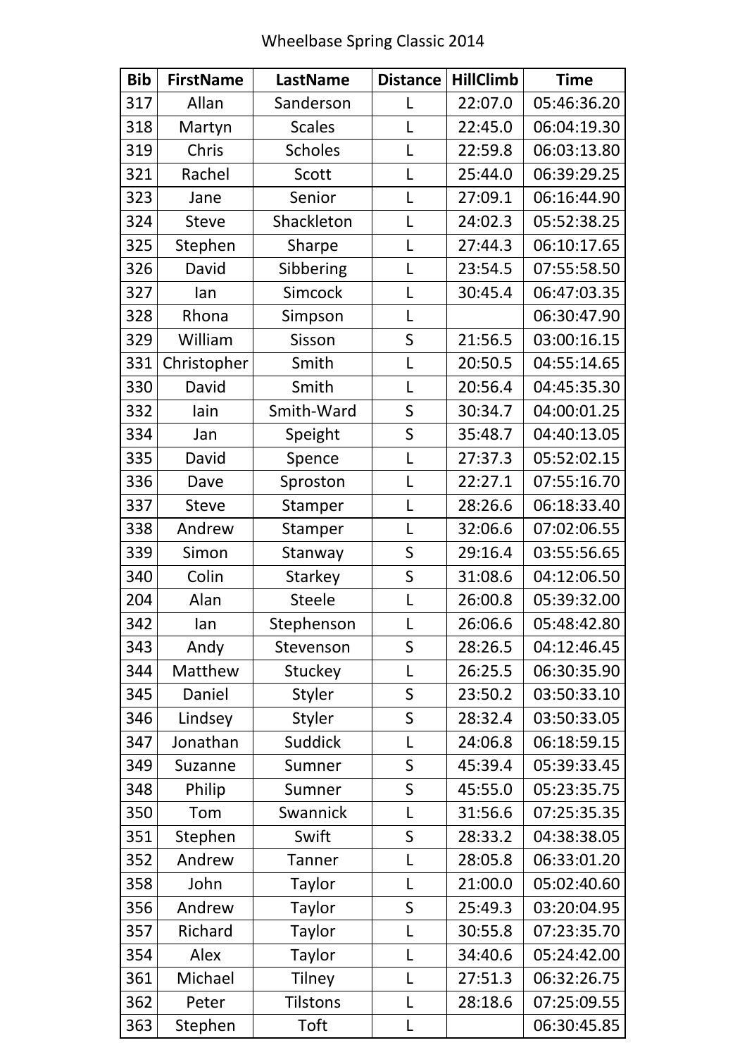Wheelbase Spring Classic 2014

| Bib | FirstName | LastName | Distance | HillClimb | Time |
|---|---|---|---|---|---|
| 317 | Allan | Sanderson | L | 22:07.0 | 05:46:36.20 |
| 318 | Martyn | Scales | L | 22:45.0 | 06:04:19.30 |
| 319 | Chris | Scholes | L | 22:59.8 | 06:03:13.80 |
| 321 | Rachel | Scott | L | 25:44.0 | 06:39:29.25 |
| 323 | Jane | Senior | L | 27:09.1 | 06:16:44.90 |
| 324 | Steve | Shackleton | L | 24:02.3 | 05:52:38.25 |
| 325 | Stephen | Sharpe | L | 27:44.3 | 06:10:17.65 |
| 326 | David | Sibbering | L | 23:54.5 | 07:55:58.50 |
| 327 | Ian | Simcock | L | 30:45.4 | 06:47:03.35 |
| 328 | Rhona | Simpson | L | | 06:30:47.90 |
| 329 | William | Sisson | S | 21:56.5 | 03:00:16.15 |
| 331 | Christopher | Smith | L | 20:50.5 | 04:55:14.65 |
| 330 | David | Smith | L | 20:56.4 | 04:45:35.30 |
| 332 | Iain | Smith-Ward | S | 30:34.7 | 04:00:01.25 |
| 334 | Jan | Speight | S | 35:48.7 | 04:40:13.05 |
| 335 | David | Spence | L | 27:37.3 | 05:52:02.15 |
| 336 | Dave | Sproston | L | 22:27.1 | 07:55:16.70 |
| 337 | Steve | Stamper | L | 28:26.6 | 06:18:33.40 |
| 338 | Andrew | Stamper | L | 32:06.6 | 07:02:06.55 |
| 339 | Simon | Stanway | S | 29:16.4 | 03:55:56.65 |
| 340 | Colin | Starkey | S | 31:08.6 | 04:12:06.50 |
| 204 | Alan | Steele | L | 26:00.8 | 05:39:32.00 |
| 342 | Ian | Stephenson | L | 26:06.6 | 05:48:42.80 |
| 343 | Andy | Stevenson | S | 28:26.5 | 04:12:46.45 |
| 344 | Matthew | Stuckey | L | 26:25.5 | 06:30:35.90 |
| 345 | Daniel | Styler | S | 23:50.2 | 03:50:33.10 |
| 346 | Lindsey | Styler | S | 28:32.4 | 03:50:33.05 |
| 347 | Jonathan | Suddick | L | 24:06.8 | 06:18:59.15 |
| 349 | Suzanne | Sumner | S | 45:39.4 | 05:39:33.45 |
| 348 | Philip | Sumner | S | 45:55.0 | 05:23:35.75 |
| 350 | Tom | Swannick | L | 31:56.6 | 07:25:35.35 |
| 351 | Stephen | Swift | S | 28:33.2 | 04:38:38.05 |
| 352 | Andrew | Tanner | L | 28:05.8 | 06:33:01.20 |
| 358 | John | Taylor | L | 21:00.0 | 05:02:40.60 |
| 356 | Andrew | Taylor | S | 25:49.3 | 03:20:04.95 |
| 357 | Richard | Taylor | L | 30:55.8 | 07:23:35.70 |
| 354 | Alex | Taylor | L | 34:40.6 | 05:24:42.00 |
| 361 | Michael | Tilney | L | 27:51.3 | 06:32:26.75 |
| 362 | Peter | Tilstons | L | 28:18.6 | 07:25:09.55 |
| 363 | Stephen | Toft | L | | 06:30:45.85 |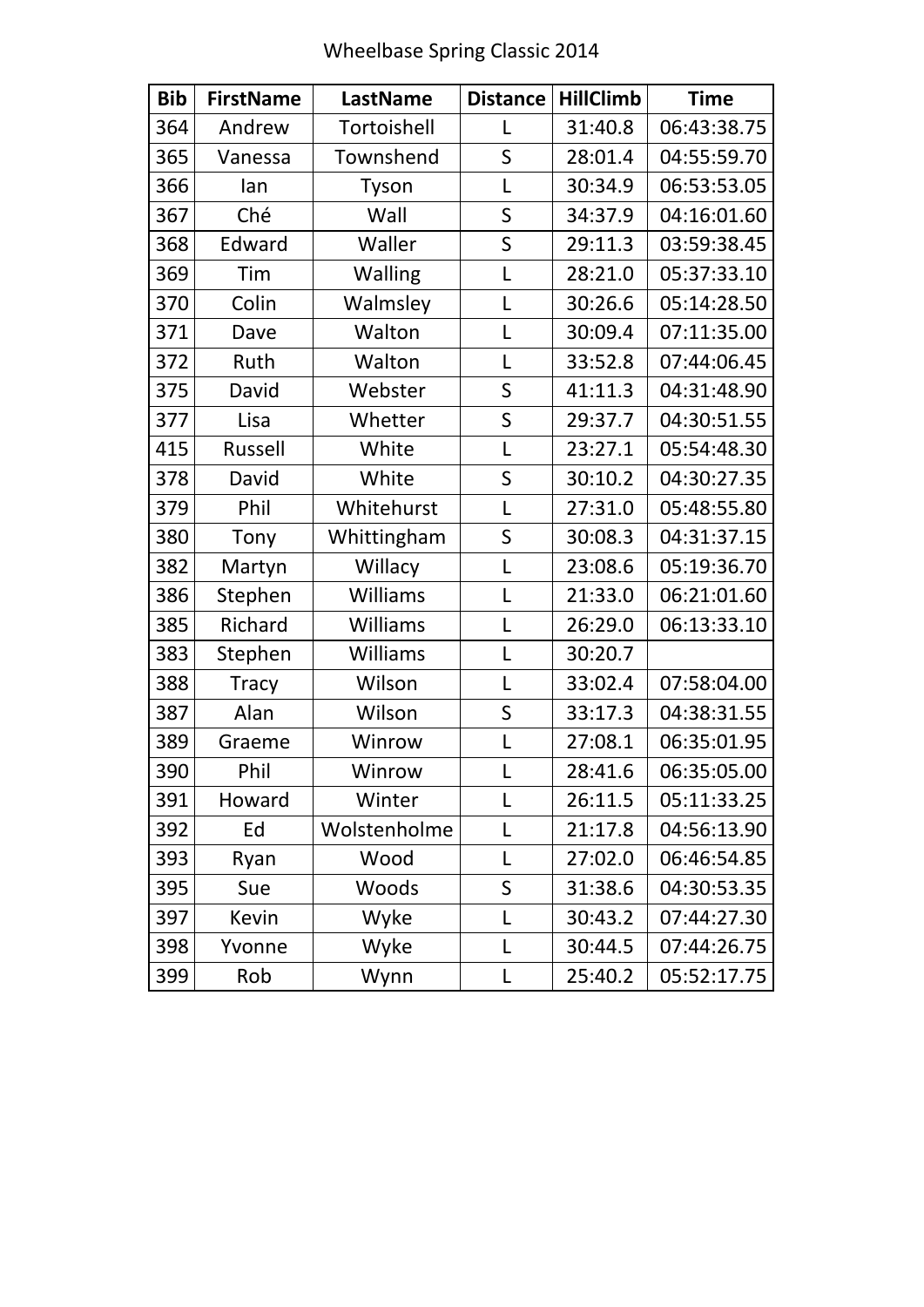Wheelbase Spring Classic 2014

| Bib | FirstName | LastName | Distance | HillClimb | Time |
|---|---|---|---|---|---|
| 364 | Andrew | Tortoishell | L | 31:40.8 | 06:43:38.75 |
| 365 | Vanessa | Townshend | S | 28:01.4 | 04:55:59.70 |
| 366 | Ian | Tyson | L | 30:34.9 | 06:53:53.05 |
| 367 | Ché | Wall | S | 34:37.9 | 04:16:01.60 |
| 368 | Edward | Waller | S | 29:11.3 | 03:59:38.45 |
| 369 | Tim | Walling | L | 28:21.0 | 05:37:33.10 |
| 370 | Colin | Walmsley | L | 30:26.6 | 05:14:28.50 |
| 371 | Dave | Walton | L | 30:09.4 | 07:11:35.00 |
| 372 | Ruth | Walton | L | 33:52.8 | 07:44:06.45 |
| 375 | David | Webster | S | 41:11.3 | 04:31:48.90 |
| 377 | Lisa | Whetter | S | 29:37.7 | 04:30:51.55 |
| 415 | Russell | White | L | 23:27.1 | 05:54:48.30 |
| 378 | David | White | S | 30:10.2 | 04:30:27.35 |
| 379 | Phil | Whitehurst | L | 27:31.0 | 05:48:55.80 |
| 380 | Tony | Whittingham | S | 30:08.3 | 04:31:37.15 |
| 382 | Martyn | Willacy | L | 23:08.6 | 05:19:36.70 |
| 386 | Stephen | Williams | L | 21:33.0 | 06:21:01.60 |
| 385 | Richard | Williams | L | 26:29.0 | 06:13:33.10 |
| 383 | Stephen | Williams | L | 30:20.7 | |
| 388 | Tracy | Wilson | L | 33:02.4 | 07:58:04.00 |
| 387 | Alan | Wilson | S | 33:17.3 | 04:38:31.55 |
| 389 | Graeme | Winrow | L | 27:08.1 | 06:35:01.95 |
| 390 | Phil | Winrow | L | 28:41.6 | 06:35:05.00 |
| 391 | Howard | Winter | L | 26:11.5 | 05:11:33.25 |
| 392 | Ed | Wolstenholme | L | 21:17.8 | 04:56:13.90 |
| 393 | Ryan | Wood | L | 27:02.0 | 06:46:54.85 |
| 395 | Sue | Woods | S | 31:38.6 | 04:30:53.35 |
| 397 | Kevin | Wyke | L | 30:43.2 | 07:44:27.30 |
| 398 | Yvonne | Wyke | L | 30:44.5 | 07:44:26.75 |
| 399 | Rob | Wynn | L | 25:40.2 | 05:52:17.75 |